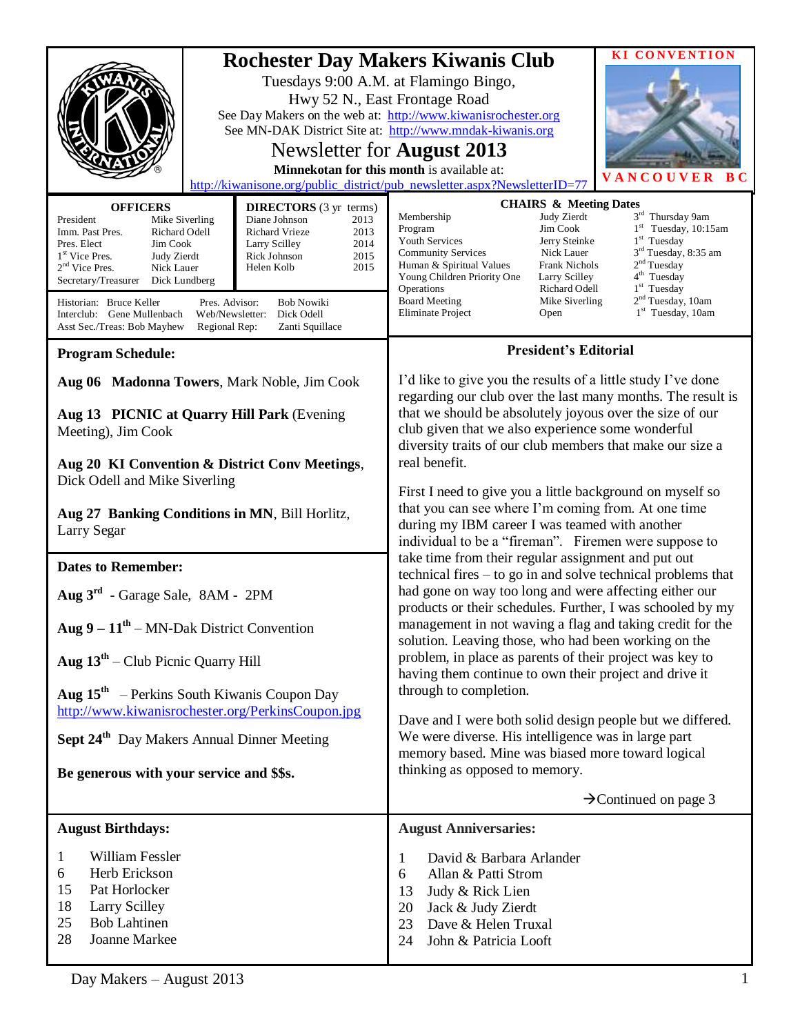# Rochester Day Makers Kiwanis Club

Tuesdays 9:00 A.M. at Flamingo Bingo,
Hwy 52 N., East Frontage Road
See Day Makers on the web at: http://www.kiwanisrochester.org
See MN-DAK District Site at: http://www.mndak-kiwanis.org

## Newsletter for August 2013

**Minnekotan for this month** is available at:
http://kiwanisone.org/public_district/pub_newsletter.aspx?NewsletterID=77

**KI CONVENTION**
**VANCOUVER BC**

### OFFICERS

| Office | Name |
|---|---|
| President | Mike Siverling |
| Imm. Past Pres. | Richard Odell |
| Pres. Elect | Jim Cook |
| 1st Vice Pres. | Judy Zierdt |
| 2nd Vice Pres. | Nick Lauer |
| Secretary/Treasurer | Dick Lundberg |

### DIRECTORS (3 yr terms)

| Name | Term |
|---|---|
| Diane Johnson | 2013 |
| Richard Vrieze | 2013 |
| Larry Scilley | 2014 |
| Rick Johnson | 2015 |
| Helen Kolb | 2015 |

Historian: Bruce Keller
Pres. Advisor: Bob Nowiki
Interclub: Gene Mullenbach
Web/Newsletter: Dick Odell
Asst Sec./Treas: Bob Mayhew
Regional Rep: Zanti Squillace

### CHAIRS & Meeting Dates

| Committee | Chair | Meeting Date |
|---|---|---|
| Membership | Judy Zierdt | 3rd Thursday 9am |
| Program | Jim Cook | 1st Tuesday, 10:15am |
| Youth Services | Jerry Steinke | 1st Tuesday |
| Community Services | Nick Lauer | 3rd Tuesday, 8:35 am |
| Human & Spiritual Values | Frank Nichols | 2nd Tuesday |
| Young Children Priority One | Larry Scilley | 4th Tuesday |
| Operations | Richard Odell | 1st Tuesday |
| Board Meeting | Mike Siverling | 2nd Tuesday, 10am |
| Eliminate Project | Open | 1st Tuesday, 10am |

### Program Schedule:

**Aug 06 Madonna Towers**, Mark Noble, Jim Cook

**Aug 13 PICNIC at Quarry Hill Park** (Evening Meeting), Jim Cook

**Aug 20 KI Convention & District Conv Meetings**, Dick Odell and Mike Siverling

**Aug 27 Banking Conditions in MN**, Bill Horlitz, Larry Segar

### Dates to Remember:

**Aug 3rd** - Garage Sale, 8AM - 2PM

**Aug 9 – 11th** – MN-Dak District Convention

**Aug 13th** – Club Picnic Quarry Hill

**Aug 15th** – Perkins South Kiwanis Coupon Day
http://www.kiwanisrochester.org/PerkinsCoupon.jpg

**Sept 24th** Day Makers Annual Dinner Meeting

**Be generous with your service and $$s.**

### President's Editorial

I'd like to give you the results of a little study I've done regarding our club over the last many months. The result is that we should be absolutely joyous over the size of our club given that we also experience some wonderful diversity traits of our club members that make our size a real benefit.

First I need to give you a little background on myself so that you can see where I'm coming from. At one time during my IBM career I was teamed with another individual to be a "fireman". Firemen were suppose to take time from their regular assignment and put out technical fires – to go in and solve technical problems that had gone on way too long and were affecting either our products or their schedules. Further, I was schooled by my management in not waving a flag and taking credit for the solution. Leaving those, who had been working on the problem, in place as parents of their project was key to having them continue to own their project and drive it through to completion.

Dave and I were both solid design people but we differed. We were diverse. His intelligence was in large part memory based. Mine was biased more toward logical thinking as opposed to memory.

→Continued on page 3

### August Birthdays:

| Day | Name |
|---|---|
| 1 | William Fessler |
| 6 | Herb Erickson |
| 15 | Pat Horlocker |
| 18 | Larry Scilley |
| 25 | Bob Lahtinen |
| 28 | Joanne Markee |

### August Anniversaries:

| Day | Names |
|---|---|
| 1 | David & Barbara Arlander |
| 6 | Allan & Patti Strom |
| 13 | Judy & Rick Lien |
| 20 | Jack & Judy Zierdt |
| 23 | Dave & Helen Truxal |
| 24 | John & Patricia Looft |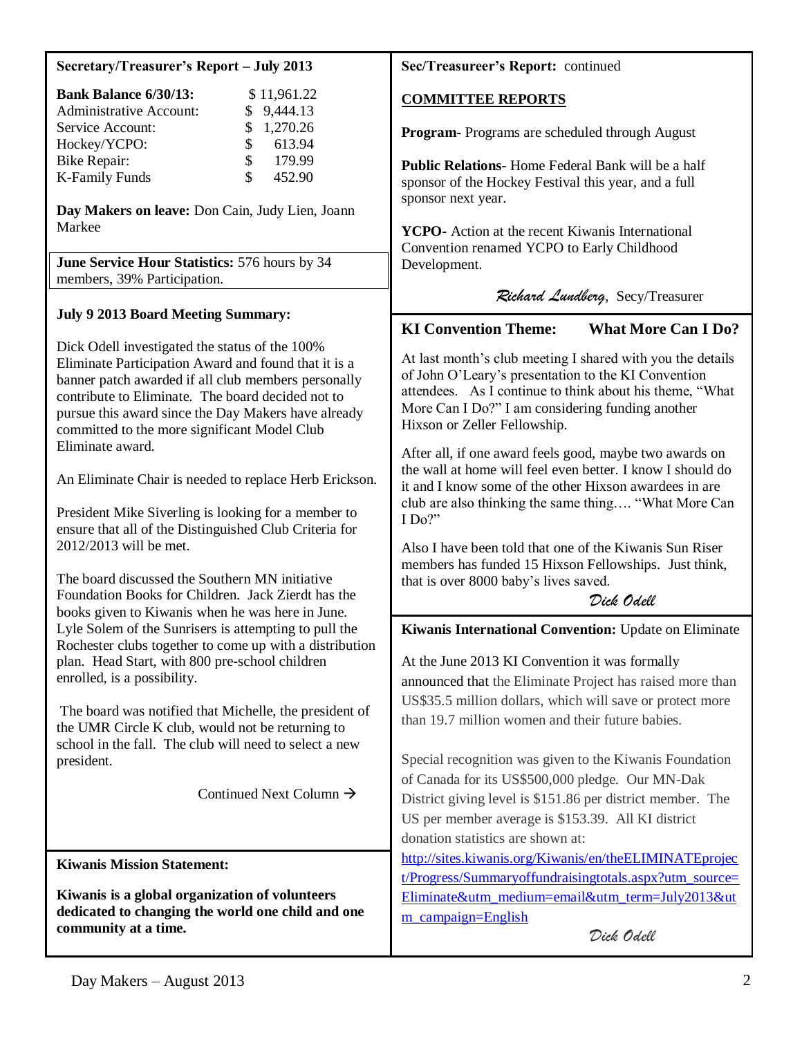## Secretary/Treasurer's Report – July 2013

| | |
|---|---|
| **Bank Balance 6/30/13:** | $ 11,961.22 |
| Administrative Account: | $ 9,444.13 |
| Service Account: | $ 1,270.26 |
| Hockey/YCPO: | $ 613.94 |
| Bike Repair: | $ 179.99 |
| K-Family Funds | $ 452.90 |

**Day Makers on leave:** Don Cain, Judy Lien, Joann Markee

**June Service Hour Statistics:** 576 hours by 34 members, 39% Participation.

**July 9 2013 Board Meeting Summary:**

Dick Odell investigated the status of the 100% Eliminate Participation Award and found that it is a banner patch awarded if all club members personally contribute to Eliminate. The board decided not to pursue this award since the Day Makers have already committed to the more significant Model Club Eliminate award.

An Eliminate Chair is needed to replace Herb Erickson.

President Mike Siverling is looking for a member to ensure that all of the Distinguished Club Criteria for 2012/2013 will be met.

The board discussed the Southern MN initiative Foundation Books for Children. Jack Zierdt has the books given to Kiwanis when he was here in June. Lyle Solem of the Sunrisers is attempting to pull the Rochester clubs together to come up with a distribution plan. Head Start, with 800 pre-school children enrolled, is a possibility.

The board was notified that Michelle, the president of the UMR Circle K club, would not be returning to school in the fall. The club will need to select a new president.

Continued Next Column →

**Sec/Treasureer's Report:** continued

**COMMITTEE REPORTS**

**Program-** Programs are scheduled through August

**Public Relations-** Home Federal Bank will be a half sponsor of the Hockey Festival this year, and a full sponsor next year.

**YCPO-** Action at the recent Kiwanis International Convention renamed YCPO to Early Childhood Development.

*Richard Lundberg*, Secy/Treasurer

## KI Convention Theme: What More Can I Do?

At last month's club meeting I shared with you the details of John O'Leary's presentation to the KI Convention attendees. As I continue to think about his theme, "What More Can I Do?" I am considering funding another Hixson or Zeller Fellowship.

After all, if one award feels good, maybe two awards on the wall at home will feel even better. I know I should do it and I know some of the other Hixson awardees in are club are also thinking the same thing…. "What More Can I Do?"

Also I have been told that one of the Kiwanis Sun Riser members has funded 15 Hixson Fellowships. Just think, that is over 8000 baby's lives saved.

*Dick Odell*

## Kiwanis International Convention: Update on Eliminate

At the June 2013 KI Convention it was formally announced that the Eliminate Project has raised more than US$35.5 million dollars, which will save or protect more than 19.7 million women and their future babies.

Special recognition was given to the Kiwanis Foundation of Canada for its US$500,000 pledge. Our MN-Dak District giving level is $151.86 per district member. The US per member average is $153.39. All KI district donation statistics are shown at:

[http://sites.kiwanis.org/Kiwanis/en/theELIMINATEproject/Progress/Summaryoffundraisingtotals.aspx?utm_source=Eliminate&utm_medium=email&utm_term=July2013&utm_campaign=English](http://sites.kiwanis.org/Kiwanis/en/theELIMINATEproject/Progress/Summaryoffundraisingtotals.aspx?utm_source=Eliminate&utm_medium=email&utm_term=July2013&utm_campaign=English)

*Dick Odell*

**Kiwanis Mission Statement:**

**Kiwanis is a global organization of volunteers dedicated to changing the world one child and one community at a time.**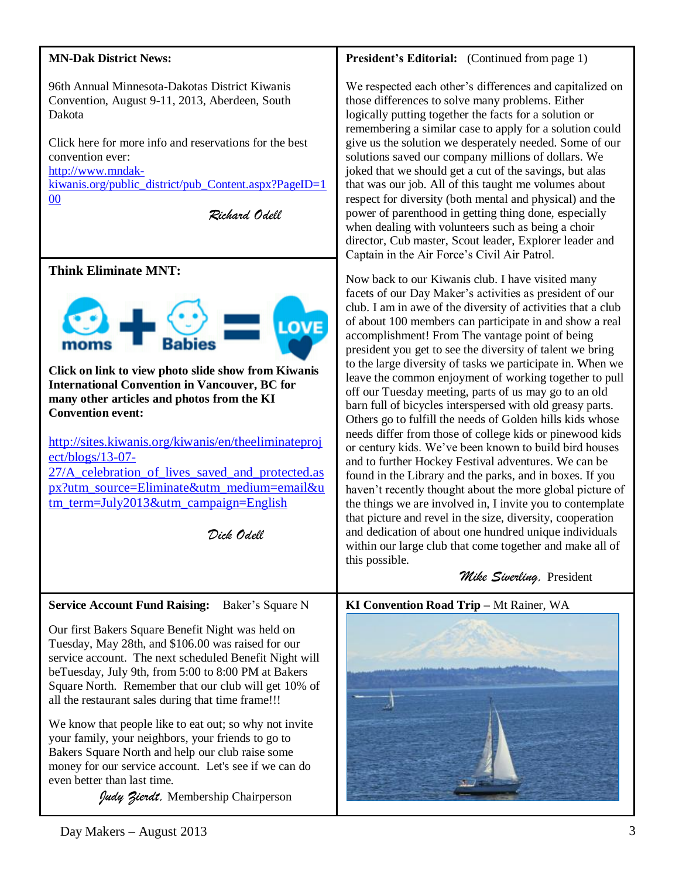**MN-Dak District News:**

96th Annual Minnesota-Dakotas District Kiwanis Convention, August 9-11, 2013, Aberdeen, South Dakota

Click here for more info and reservations for the best convention ever:
http://www.mndak-kiwanis.org/public_district/pub_Content.aspx?PageID=100

*Richard Odell*

**Think Eliminate MNT:**

moms + Babies = LOVE

**Click on link to view photo slide show from Kiwanis International Convention in Vancouver, BC for many other articles and photos from the KI Convention event:**

http://sites.kiwanis.org/kiwanis/en/theeliminateproject/blogs/13-07-27/A_celebration_of_lives_saved_and_protected.aspx?utm_source=Eliminate&utm_medium=email&utm_term=July2013&utm_campaign=English

*Dick Odell*

**Service Account Fund Raising:** Baker's Square N

Our first Bakers Square Benefit Night was held on Tuesday, May 28th, and $106.00 was raised for our service account. The next scheduled Benefit Night will beTuesday, July 9th, from 5:00 to 8:00 PM at Bakers Square North. Remember that our club will get 10% of all the restaurant sales during that time frame!!!

We know that people like to eat out; so why not invite your family, your neighbors, your friends to go to Bakers Square North and help our club raise some money for our service account. Let's see if we can do even better than last time.

*Judy Zierdt,* Membership Chairperson

**President's Editorial:** (Continued from page 1)

We respected each other's differences and capitalized on those differences to solve many problems. Either logically putting together the facts for a solution or remembering a similar case to apply for a solution could give us the solution we desperately needed. Some of our solutions saved our company millions of dollars. We joked that we should get a cut of the savings, but alas that was our job. All of this taught me volumes about respect for diversity (both mental and physical) and the power of parenthood in getting thing done, especially when dealing with volunteers such as being a choir director, Cub master, Scout leader, Explorer leader and Captain in the Air Force's Civil Air Patrol.

Now back to our Kiwanis club. I have visited many facets of our Day Maker's activities as president of our club. I am in awe of the diversity of activities that a club of about 100 members can participate in and show a real accomplishment! From The vantage point of being president you get to see the diversity of talent we bring to the large diversity of tasks we participate in. When we leave the common enjoyment of working together to pull off our Tuesday meeting, parts of us may go to an old barn full of bicycles interspersed with old greasy parts. Others go to fulfill the needs of Golden hills kids whose needs differ from those of college kids or pinewood kids or century kids. We've been known to build bird houses and to further Hockey Festival adventures. We can be found in the Library and the parks, and in boxes. If you haven't recently thought about the more global picture of the things we are involved in, I invite you to contemplate that picture and revel in the size, diversity, cooperation and dedication of about one hundred unique individuals within our large club that come together and make all of this possible.

*Mike Siverling,* President

**KI Convention Road Trip –** Mt Rainer, WA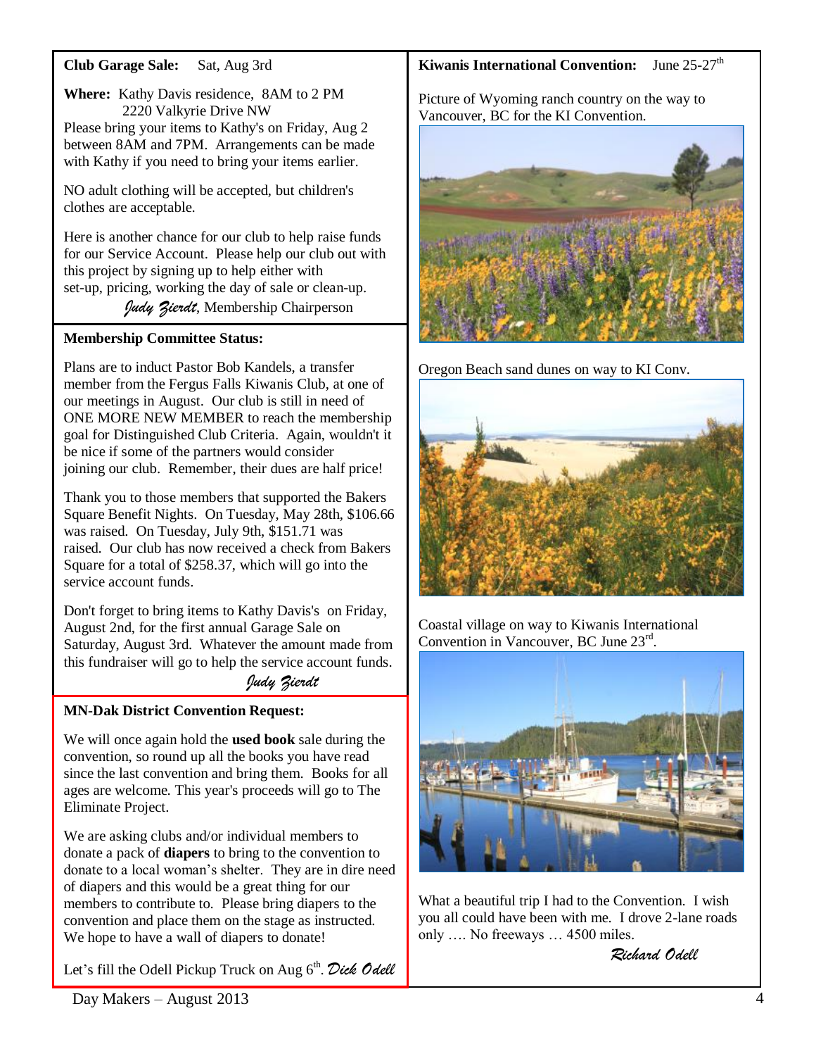**Club Garage Sale:** Sat, Aug 3rd

**Where:** Kathy Davis residence, 8AM to 2 PM
2220 Valkyrie Drive NW

Please bring your items to Kathy's on Friday, Aug 2 between 8AM and 7PM. Arrangements can be made with Kathy if you need to bring your items earlier.

NO adult clothing will be accepted, but children's clothes are acceptable.

Here is another chance for our club to help raise funds for our Service Account. Please help our club out with this project by signing up to help either with set-up, pricing, working the day of sale or clean-up.

*Judy Zierdt*, Membership Chairperson

**Membership Committee Status:**

Plans are to induct Pastor Bob Kandels, a transfer member from the Fergus Falls Kiwanis Club, at one of our meetings in August. Our club is still in need of ONE MORE NEW MEMBER to reach the membership goal for Distinguished Club Criteria. Again, wouldn't it be nice if some of the partners would consider joining our club. Remember, their dues are half price!

Thank you to those members that supported the Bakers Square Benefit Nights. On Tuesday, May 28th, $106.66 was raised. On Tuesday, July 9th, $151.71 was raised. Our club has now received a check from Bakers Square for a total of $258.37, which will go into the service account funds.

Don't forget to bring items to Kathy Davis's on Friday, August 2nd, for the first annual Garage Sale on Saturday, August 3rd. Whatever the amount made from this fundraiser will go to help the service account funds.

*Judy Zierdt*

**MN-Dak District Convention Request:**

We will once again hold the **used book** sale during the convention, so round up all the books you have read since the last convention and bring them. Books for all ages are welcome. This year's proceeds will go to The Eliminate Project.

We are asking clubs and/or individual members to donate a pack of **diapers** to bring to the convention to donate to a local woman's shelter. They are in dire need of diapers and this would be a great thing for our members to contribute to. Please bring diapers to the convention and place them on the stage as instructed. We hope to have a wall of diapers to donate!

Let's fill the Odell Pickup Truck on Aug 6th. *Dick Odell*

**Kiwanis International Convention:** June 25-27th

Picture of Wyoming ranch country on the way to Vancouver, BC for the KI Convention.

Oregon Beach sand dunes on way to KI Conv.

Coastal village on way to Kiwanis International Convention in Vancouver, BC June 23rd.

What a beautiful trip I had to the Convention. I wish you all could have been with me. I drove 2-lane roads only …. No freeways … 4500 miles.

*Richard Odell*